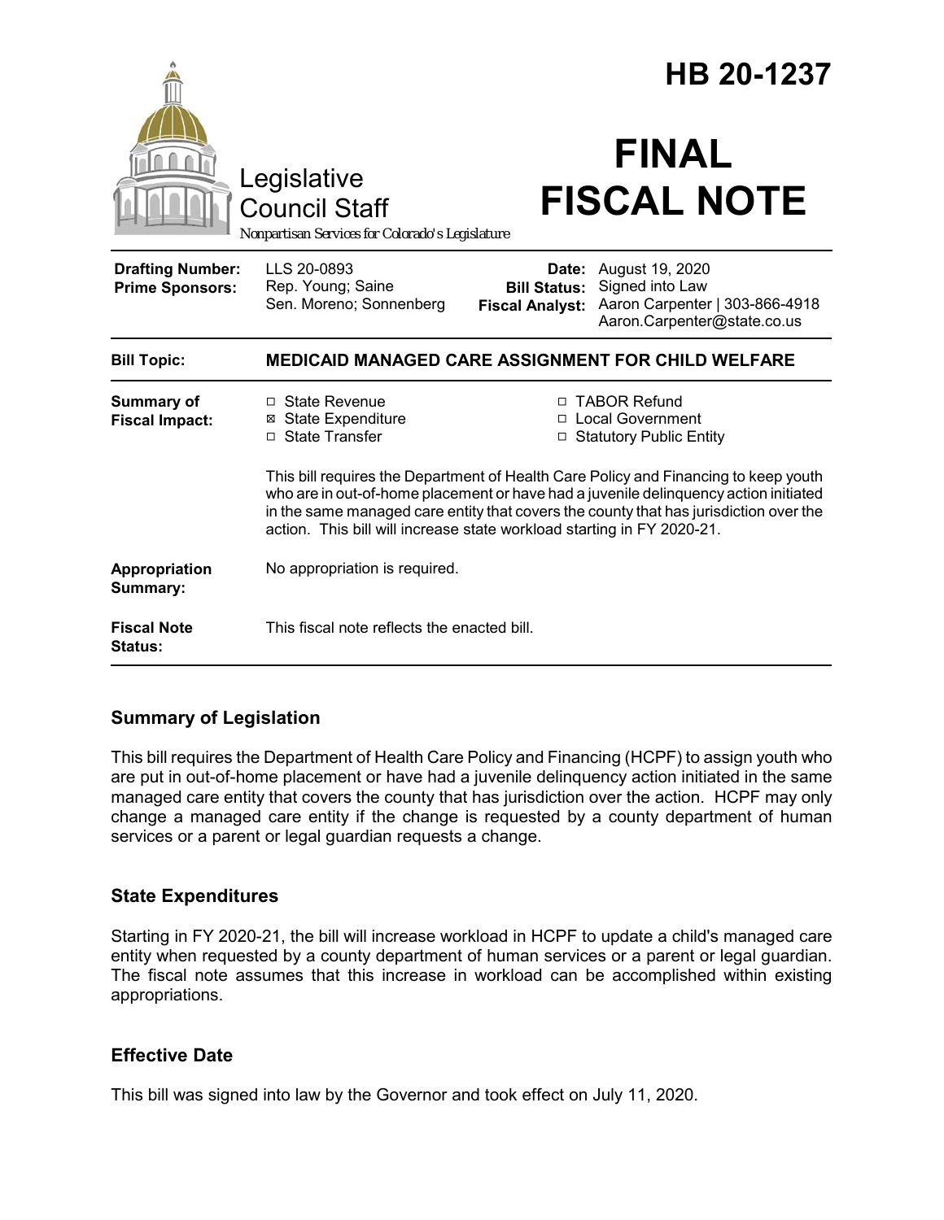# HB 20-1237

Legislative Council Staff

*Nonpartisan Services for Colorado's Legislature*

# FINAL FISCAL NOTE

| | | | |
|---|---|---|---|
| **Drafting Number:** | LLS 20-0893 | **Date:** | August 19, 2020 |
| **Prime Sponsors:** | Rep. Young; Saine<br>Sen. Moreno; Sonnenberg | **Bill Status:** | Signed into Law |
| | | **Fiscal Analyst:** | Aaron Carpenter \| 303-866-4918<br>Aaron.Carpenter@state.co.us |

| | |
|---|---|
| **Bill Topic:** | **MEDICAID MANAGED CARE ASSIGNMENT FOR CHILD WELFARE** |
| **Summary of Fiscal Impact:** | ☐ State Revenue<br>☒ State Expenditure<br>☐ State Transfer<br>☐ TABOR Refund<br>☐ Local Government<br>☐ Statutory Public Entity<br><br>This bill requires the Department of Health Care Policy and Financing to keep youth who are in out-of-home placement or have had a juvenile delinquency action initiated in the same managed care entity that covers the county that has jurisdiction over the action. This bill will increase state workload starting in FY 2020-21. |
| **Appropriation Summary:** | No appropriation is required. |
| **Fiscal Note Status:** | This fiscal note reflects the enacted bill. |

## Summary of Legislation

This bill requires the Department of Health Care Policy and Financing (HCPF) to assign youth who are put in out-of-home placement or have had a juvenile delinquency action initiated in the same managed care entity that covers the county that has jurisdiction over the action. HCPF may only change a managed care entity if the change is requested by a county department of human services or a parent or legal guardian requests a change.

## State Expenditures

Starting in FY 2020-21, the bill will increase workload in HCPF to update a child's managed care entity when requested by a county department of human services or a parent or legal guardian. The fiscal note assumes that this increase in workload can be accomplished within existing appropriations.

## Effective Date

This bill was signed into law by the Governor and took effect on July 11, 2020.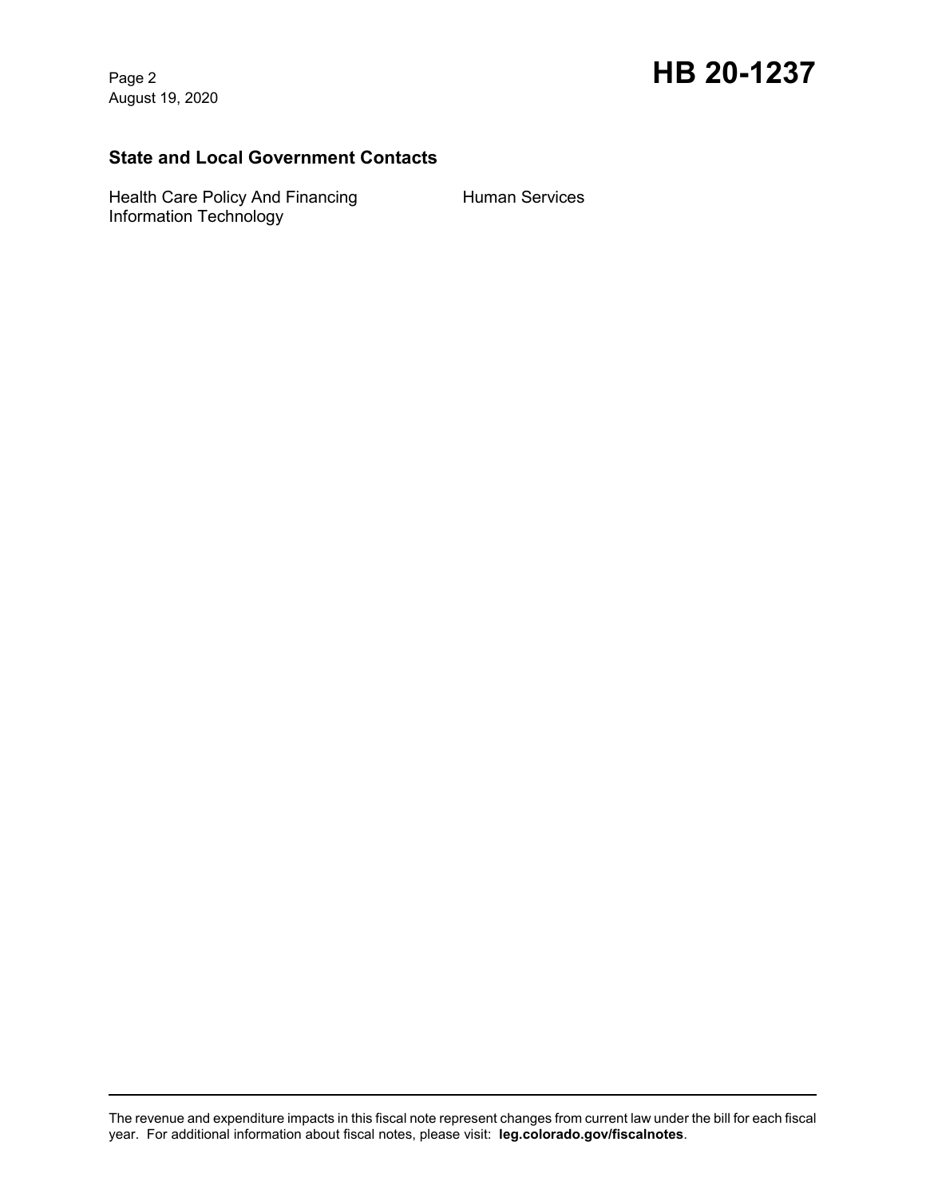## State and Local Government Contacts

Health Care Policy And Financing
Information Technology
Human Services

The revenue and expenditure impacts in this fiscal note represent changes from current law under the bill for each fiscal year. For additional information about fiscal notes, please visit: **leg.colorado.gov/fiscalnotes**.